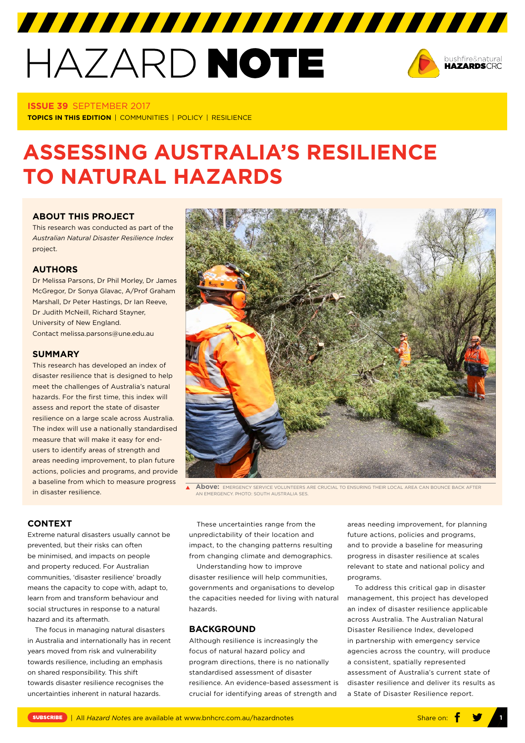# HAZARD NOTE

**ISSUE 39** SEPTEMBER 2017

**TOPICS IN THIS EDITION** | COMMUNITIES | POLICY | RESILIENCE

# ASSESSING AUSTRALIA'S RESILIENCE TO NATURAL HAZARDS

### ABOUT THIS PROJECT

This research was conducted as part of the *Australian Natural Disaster Resilience Index* project.

### AUTHORS

Dr Melissa Parsons, Dr Phil Morley, Dr James McGregor, Dr Sonya Glavac, A/Prof Graham Marshall, Dr Peter Hastings, Dr Ian Reeve, Dr Judith McNeill, Richard Stayner, University of New England. Contact melissa.parsons@une.edu.au

### SUMMARY

This research has developed an index of disaster resilience that is designed to help meet the challenges of Australia's natural hazards. For the first time, this index will assess and report the state of disaster resilience on a large scale across Australia. The index will use a nationally standardised measure that will make it easy for end-users to identify areas of strength and areas needing improvement, to plan future actions, policies and programs, and provide a baseline from which to measure progress in disaster resilience.

**Above:** EMERGENCY SERVICE VOLUNTEERS ARE CRUCIAL TO ENSURING THEIR LOCAL AREA CAN BOUNCE BACK AFTER AN EMERGENCY. PHOTO: SOUTH AUSTRALIA SES.

## CONTEXT

Extreme natural disasters usually cannot be prevented, but their risks can often be minimised, and impacts on people and property reduced. For Australian communities, 'disaster resilience' broadly means the capacity to cope with, adapt to, learn from and transform behaviour and social structures in response to a natural hazard and its aftermath.

The focus in managing natural disasters in Australia and internationally has in recent years moved from risk and vulnerability towards resilience, including an emphasis on shared responsibility. This shift towards disaster resilience recognises the uncertainties inherent in natural hazards.

These uncertainties range from the unpredictability of their location and impact, to the changing patterns resulting from changing climate and demographics.

Understanding how to improve disaster resilience will help communities, governments and organisations to develop the capacities needed for living with natural hazards.

## BACKGROUND

Although resilience is increasingly the focus of natural hazard policy and program directions, there is no nationally standardised assessment of disaster resilience. An evidence-based assessment is crucial for identifying areas of strength and areas needing improvement, for planning future actions, policies and programs, and to provide a baseline for measuring progress in disaster resilience at scales relevant to state and national policy and programs.

To address this critical gap in disaster management, this project has developed an index of disaster resilience applicable across Australia. The Australian Natural Disaster Resilience Index, developed in partnership with emergency service agencies across the country, will produce a consistent, spatially represented assessment of Australia's current state of disaster resilience and deliver its results as a State of Disaster Resilience report.

SUBSCRIBE | All *Hazard Notes* are available at www.bnhcrc.com.au/hazardnotes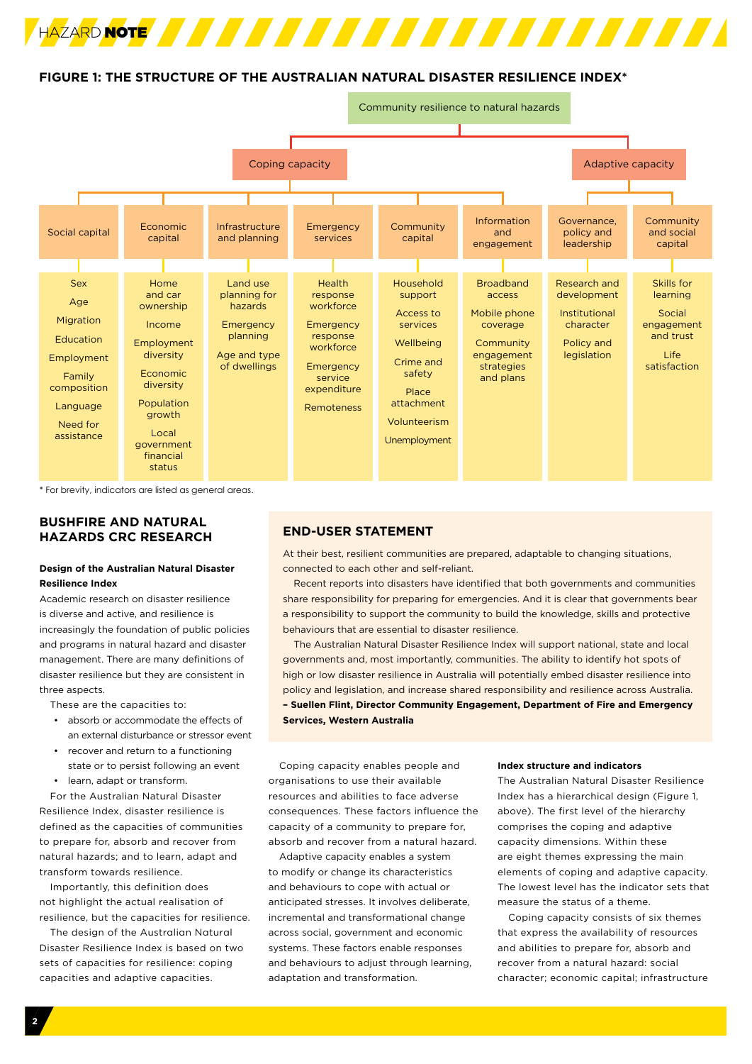## FIGURE 1: THE STRUCTURE OF THE AUSTRALIAN NATURAL DISASTER RESILIENCE INDEX*

Community resilience to natural hazards

| Coping capacity | | | | | | Adaptive capacity | |
|---|---|---|---|---|---|---|---|
| Social capital | Economic capital | Infrastructure and planning | Emergency services | Community capital | Information and engagement | Governance, policy and leadership | Community and social capital |
| Sex<br>Age<br>Migration<br>Education<br>Employment<br>Family composition<br>Language<br>Need for assistance | Home and car ownership<br>Income<br>Employment diversity<br>Economic diversity<br>Population growth<br>Local government financial status | Land use planning for hazards<br>Emergency planning<br>Age and type of dwellings | Health response workforce<br>Emergency response workforce<br>Emergency service expenditure<br>Remoteness | Household support<br>Access to services<br>Wellbeing<br>Crime and safety<br>Place attachment<br>Volunteerism<br>Unemployment | Broadband access<br>Mobile phone coverage<br>Community engagement strategies and plans | Research and development<br>Institutional character<br>Policy and legislation | Skills for learning<br>Social engagement and trust<br>Life satisfaction |

\* For brevity, indicators are listed as general areas.

## BUSHFIRE AND NATURAL HAZARDS CRC RESEARCH

**Design of the Australian Natural Disaster Resilience Index**

Academic research on disaster resilience is diverse and active, and resilience is increasingly the foundation of public policies and programs in natural hazard and disaster management. There are many definitions of disaster resilience but they are consistent in three aspects.

These are the capacities to:

- absorb or accommodate the effects of an external disturbance or stressor event
- recover and return to a functioning state or to persist following an event
- learn, adapt or transform.

For the Australian Natural Disaster Resilience Index, disaster resilience is defined as the capacities of communities to prepare for, absorb and recover from natural hazards; and to learn, adapt and transform towards resilience.

Importantly, this definition does not highlight the actual realisation of resilience, but the capacities for resilience.

The design of the Australian Natural Disaster Resilience Index is based on two sets of capacities for resilience: coping capacities and adaptive capacities.

## END-USER STATEMENT

At their best, resilient communities are prepared, adaptable to changing situations, connected to each other and self-reliant.

Recent reports into disasters have identified that both governments and communities share responsibility for preparing for emergencies. And it is clear that governments bear a responsibility to support the community to build the knowledge, skills and protective behaviours that are essential to disaster resilience.

The Australian Natural Disaster Resilience Index will support national, state and local governments and, most importantly, communities. The ability to identify hot spots of high or low disaster resilience in Australia will potentially embed disaster resilience into policy and legislation, and increase shared responsibility and resilience across Australia.

**– Suellen Flint, Director Community Engagement, Department of Fire and Emergency Services, Western Australia**

Coping capacity enables people and organisations to use their available resources and abilities to face adverse consequences. These factors influence the capacity of a community to prepare for, absorb and recover from a natural hazard.

Adaptive capacity enables a system to modify or change its characteristics and behaviours to cope with actual or anticipated stresses. It involves deliberate, incremental and transformational change across social, government and economic systems. These factors enable responses and behaviours to adjust through learning, adaptation and transformation.

**Index structure and indicators**

The Australian Natural Disaster Resilience Index has a hierarchical design (Figure 1, above). The first level of the hierarchy comprises the coping and adaptive capacity dimensions. Within these are eight themes expressing the main elements of coping and adaptive capacity. The lowest level has the indicator sets that measure the status of a theme.

Coping capacity consists of six themes that express the availability of resources and abilities to prepare for, absorb and recover from a natural hazard: social character; economic capital; infrastructure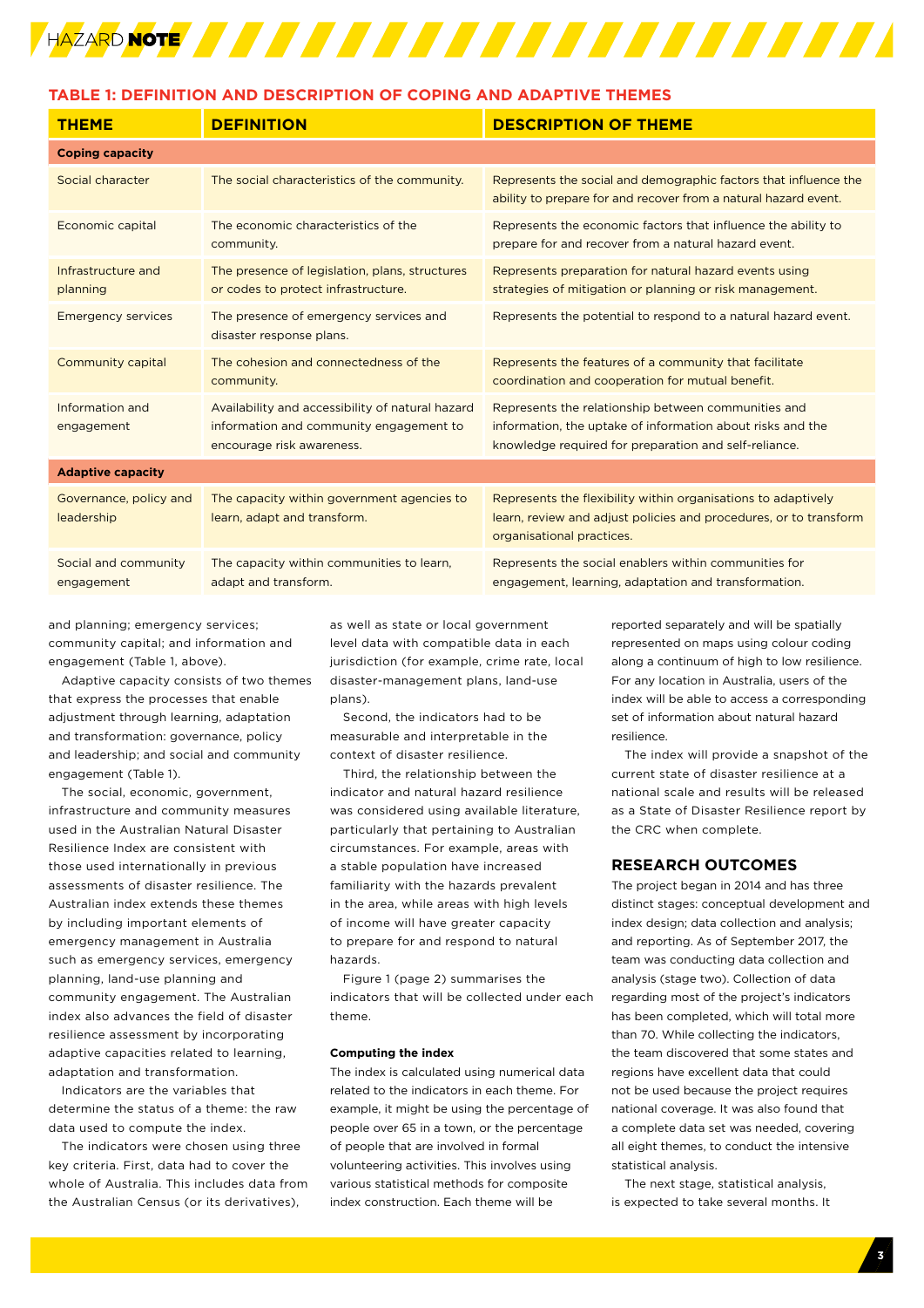## TABLE 1: DEFINITION AND DESCRIPTION OF COPING AND ADAPTIVE THEMES

| THEME | DEFINITION | DESCRIPTION OF THEME |
|---|---|---|
| **Coping capacity** | | |
| Social character | The social characteristics of the community. | Represents the social and demographic factors that influence the ability to prepare for and recover from a natural hazard event. |
| Economic capital | The economic characteristics of the community. | Represents the economic factors that influence the ability to prepare for and recover from a natural hazard event. |
| Infrastructure and planning | The presence of legislation, plans, structures or codes to protect infrastructure. | Represents preparation for natural hazard events using strategies of mitigation or planning or risk management. |
| Emergency services | The presence of emergency services and disaster response plans. | Represents the potential to respond to a natural hazard event. |
| Community capital | The cohesion and connectedness of the community. | Represents the features of a community that facilitate coordination and cooperation for mutual benefit. |
| Information and engagement | Availability and accessibility of natural hazard information and community engagement to encourage risk awareness. | Represents the relationship between communities and information, the uptake of information about risks and the knowledge required for preparation and self-reliance. |
| **Adaptive capacity** | | |
| Governance, policy and leadership | The capacity within government agencies to learn, adapt and transform. | Represents the flexibility within organisations to adaptively learn, review and adjust policies and procedures, or to transform organisational practices. |
| Social and community engagement | The capacity within communities to learn, adapt and transform. | Represents the social enablers within communities for engagement, learning, adaptation and transformation. |

and planning; emergency services; community capital; and information and engagement (Table 1, above).

Adaptive capacity consists of two themes that express the processes that enable adjustment through learning, adaptation and transformation: governance, policy and leadership; and social and community engagement (Table 1).

The social, economic, government, infrastructure and community measures used in the Australian Natural Disaster Resilience Index are consistent with those used internationally in previous assessments of disaster resilience. The Australian index extends these themes by including important elements of emergency management in Australia such as emergency services, emergency planning, land-use planning and community engagement. The Australian index also advances the field of disaster resilience assessment by incorporating adaptive capacities related to learning, adaptation and transformation.

Indicators are the variables that determine the status of a theme: the raw data used to compute the index.

The indicators were chosen using three key criteria. First, data had to cover the whole of Australia. This includes data from the Australian Census (or its derivatives), as well as state or local government level data with compatible data in each jurisdiction (for example, crime rate, local disaster-management plans, land-use plans).

Second, the indicators had to be measurable and interpretable in the context of disaster resilience.

Third, the relationship between the indicator and natural hazard resilience was considered using available literature, particularly that pertaining to Australian circumstances. For example, areas with a stable population have increased familiarity with the hazards prevalent in the area, while areas with high levels of income will have greater capacity to prepare for and respond to natural hazards.

Figure 1 (page 2) summarises the indicators that will be collected under each theme.

### Computing the index

The index is calculated using numerical data related to the indicators in each theme. For example, it might be using the percentage of people over 65 in a town, or the percentage of people that are involved in formal volunteering activities. This involves using various statistical methods for composite index construction. Each theme will be reported separately and will be spatially represented on maps using colour coding along a continuum of high to low resilience. For any location in Australia, users of the index will be able to access a corresponding set of information about natural hazard resilience.

The index will provide a snapshot of the current state of disaster resilience at a national scale and results will be released as a State of Disaster Resilience report by the CRC when complete.

## RESEARCH OUTCOMES

The project began in 2014 and has three distinct stages: conceptual development and index design; data collection and analysis; and reporting. As of September 2017, the team was conducting data collection and analysis (stage two). Collection of data regarding most of the project's indicators has been completed, which will total more than 70. While collecting the indicators, the team discovered that some states and regions have excellent data that could not be used because the project requires national coverage. It was also found that a complete data set was needed, covering all eight themes, to conduct the intensive statistical analysis.

The next stage, statistical analysis, is expected to take several months. It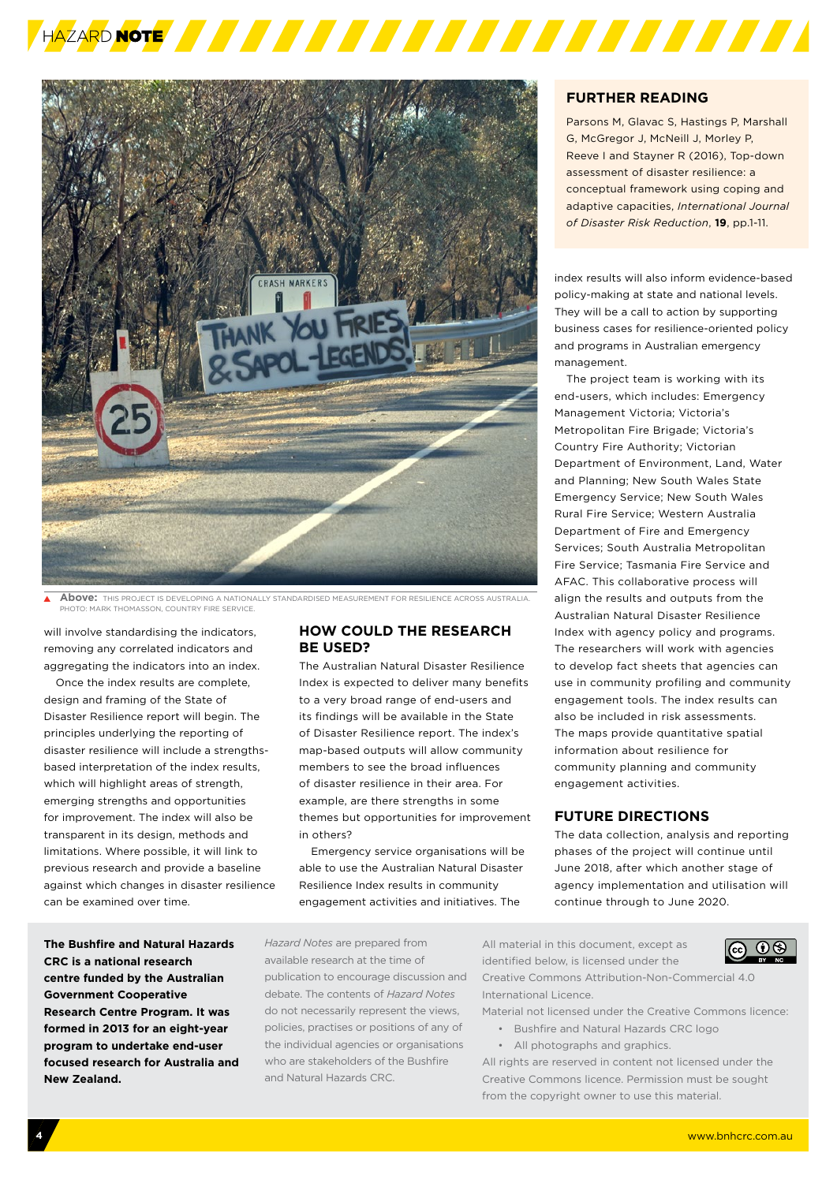**Above:** THIS PROJECT IS DEVELOPING A NATIONALLY STANDARDISED MEASUREMENT FOR RESILIENCE ACROSS AUSTRALIA. PHOTO: MARK THOMASSON, COUNTRY FIRE SERVICE.

will involve standardising the indicators, removing any correlated indicators and aggregating the indicators into an index.

Once the index results are complete, design and framing of the State of Disaster Resilience report will begin. The principles underlying the reporting of disaster resilience will include a strengths-based interpretation of the index results, which will highlight areas of strength, emerging strengths and opportunities for improvement. The index will also be transparent in its design, methods and limitations. Where possible, it will link to previous research and provide a baseline against which changes in disaster resilience can be examined over time.

## HOW COULD THE RESEARCH BE USED?

The Australian Natural Disaster Resilience Index is expected to deliver many benefits to a very broad range of end-users and its findings will be available in the State of Disaster Resilience report. The index's map-based outputs will allow community members to see the broad influences of disaster resilience in their area. For example, are there strengths in some themes but opportunities for improvement in others?

Emergency service organisations will be able to use the Australian Natural Disaster Resilience Index results in community engagement activities and initiatives. The index results will also inform evidence-based policy-making at state and national levels. They will be a call to action by supporting business cases for resilience-oriented policy and programs in Australian emergency management.

The project team is working with its end-users, which includes: Emergency Management Victoria; Victoria's Metropolitan Fire Brigade; Victoria's Country Fire Authority; Victorian Department of Environment, Land, Water and Planning; New South Wales State Emergency Service; New South Wales Rural Fire Service; Western Australia Department of Fire and Emergency Services; South Australia Metropolitan Fire Service; Tasmania Fire Service and AFAC. This collaborative process will align the results and outputs from the Australian Natural Disaster Resilience Index with agency policy and programs. The researchers will work with agencies to develop fact sheets that agencies can use in community profiling and community engagement tools. The index results can also be included in risk assessments. The maps provide quantitative spatial information about resilience for community planning and community engagement activities.

## FUTURE DIRECTIONS

The data collection, analysis and reporting phases of the project will continue until June 2018, after which another stage of agency implementation and utilisation will continue through to June 2020.

## FURTHER READING

Parsons M, Glavac S, Hastings P, Marshall G, McGregor J, McNeill J, Morley P, Reeve I and Stayner R (2016), Top-down assessment of disaster resilience: a conceptual framework using coping and adaptive capacities, *International Journal of Disaster Risk Reduction*, **19**, pp.1-11.

**The Bushfire and Natural Hazards CRC is a national research centre funded by the Australian Government Cooperative Research Centre Program. It was formed in 2013 for an eight-year program to undertake end-user focused research for Australia and New Zealand.**

*Hazard Notes* are prepared from available research at the time of publication to encourage discussion and debate. The contents of *Hazard Notes* do not necessarily represent the views, policies, practises or positions of any of the individual agencies or organisations who are stakeholders of the Bushfire and Natural Hazards CRC.

All material in this document, except as identified below, is licensed under the Creative Commons Attribution-Non-Commercial 4.0 International Licence.

Material not licensed under the Creative Commons licence:

- Bushfire and Natural Hazards CRC logo
- All photographs and graphics.

All rights are reserved in content not licensed under the Creative Commons licence. Permission must be sought from the copyright owner to use this material.

www.bnhcrc.com.au